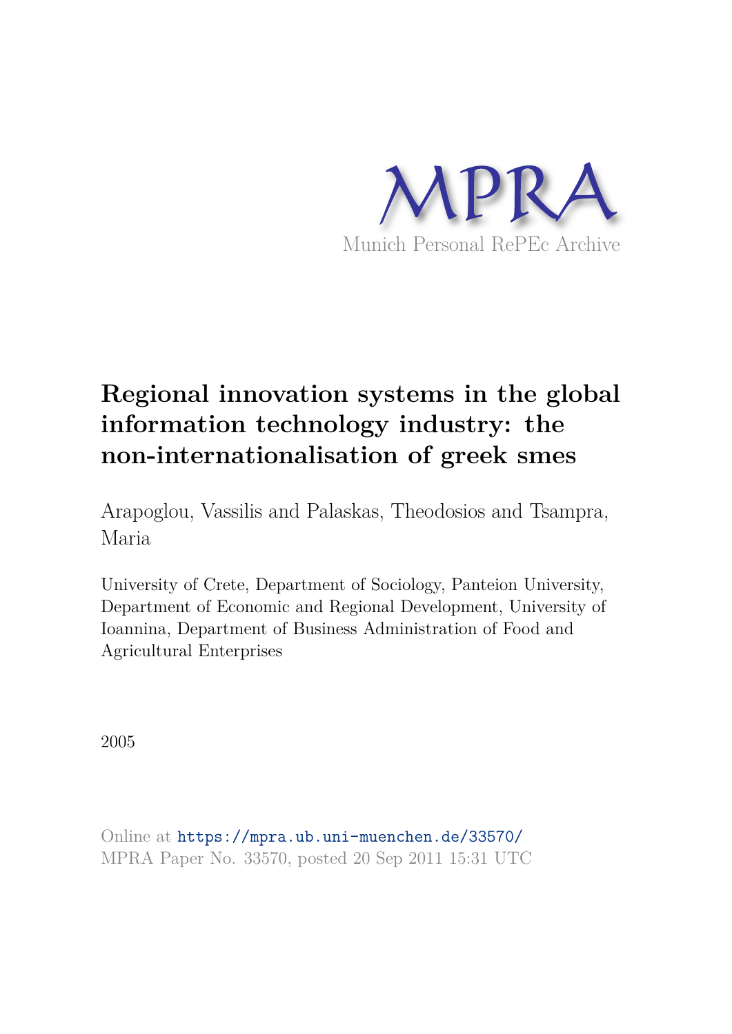MPRA

Munich Personal RePEc Archive

# Regional innovation systems in the global information technology industry: the non-internationalisation of greek smes

Arapoglou, Vassilis and Palaskas, Theodosios and Tsampra, Maria

University of Crete, Department of Sociology, Panteion University, Department of Economic and Regional Development, University of Ioannina, Department of Business Administration of Food and Agricultural Enterprises

2005

Online at https://mpra.ub.uni-muenchen.de/33570/
MPRA Paper No. 33570, posted 20 Sep 2011 15:31 UTC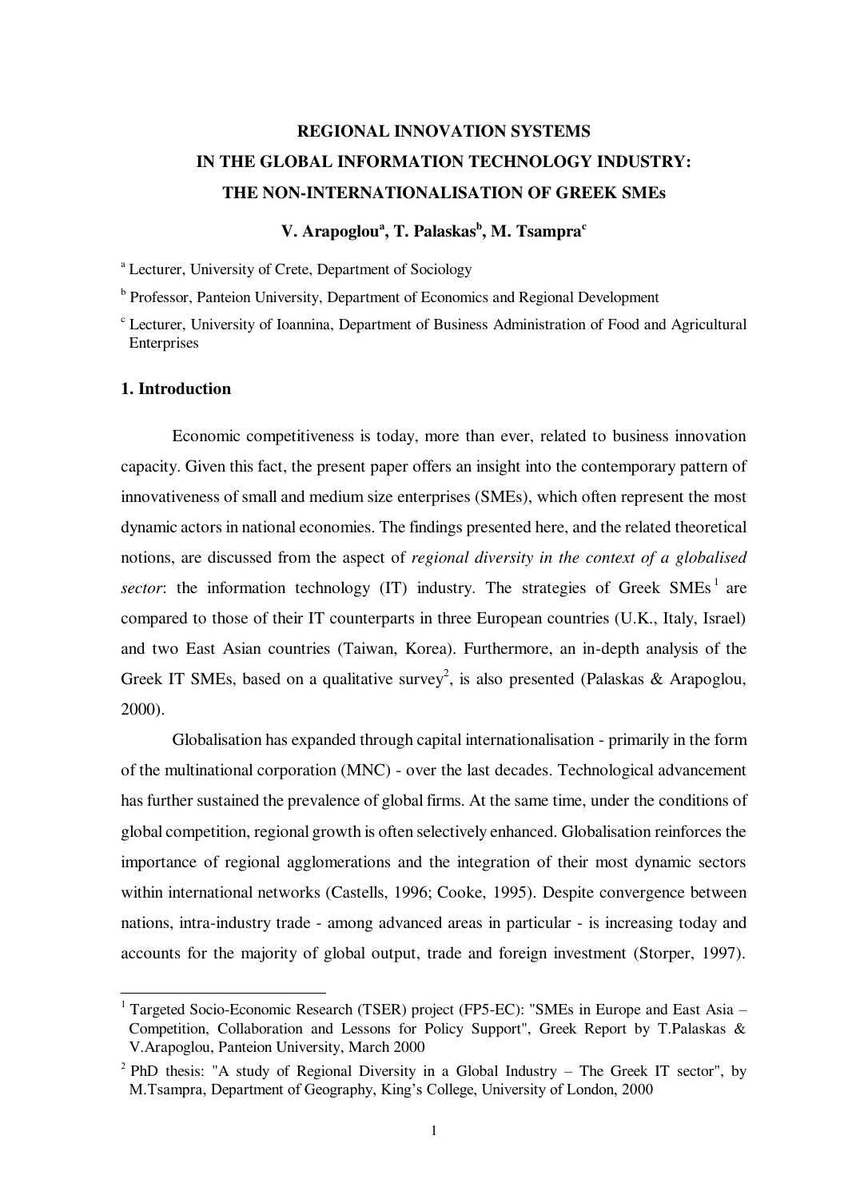# REGIONAL INNOVATION SYSTEMS IN THE GLOBAL INFORMATION TECHNOLOGY INDUSTRY: THE NON-INTERNATIONALISATION OF GREEK SMEs

**V. Arapoglou[a], T. Palaskas[b], M. Tsampra[c]**

[a] Lecturer, University of Crete, Department of Sociology

[b] Professor, Panteion University, Department of Economics and Regional Development

[c] Lecturer, University of Ioannina, Department of Business Administration of Food and Agricultural Enterprises

## 1. Introduction

Economic competitiveness is today, more than ever, related to business innovation capacity. Given this fact, the present paper offers an insight into the contemporary pattern of innovativeness of small and medium size enterprises (SMEs), which often represent the most dynamic actors in national economies. The findings presented here, and the related theoretical notions, are discussed from the aspect of *regional diversity in the context of a globalised sector*: the information technology (IT) industry. The strategies of Greek SMEs [1] are compared to those of their IT counterparts in three European countries (U.K., Italy, Israel) and two East Asian countries (Taiwan, Korea). Furthermore, an in-depth analysis of the Greek IT SMEs, based on a qualitative survey[2], is also presented (Palaskas & Arapoglou, 2000).

Globalisation has expanded through capital internationalisation - primarily in the form of the multinational corporation (MNC) - over the last decades. Technological advancement has further sustained the prevalence of global firms. At the same time, under the conditions of global competition, regional growth is often selectively enhanced. Globalisation reinforces the importance of regional agglomerations and the integration of their most dynamic sectors within international networks (Castells, 1996; Cooke, 1995). Despite convergence between nations, intra-industry trade - among advanced areas in particular - is increasing today and accounts for the majority of global output, trade and foreign investment (Storper, 1997).

---

[1] Targeted Socio-Economic Research (TSER) project (FP5-EC): "SMEs in Europe and East Asia – Competition, Collaboration and Lessons for Policy Support", Greek Report by T.Palaskas & V.Arapoglou, Panteion University, March 2000

[2] PhD thesis: "A study of Regional Diversity in a Global Industry – The Greek IT sector", by M.Tsampra, Department of Geography, King's College, University of London, 2000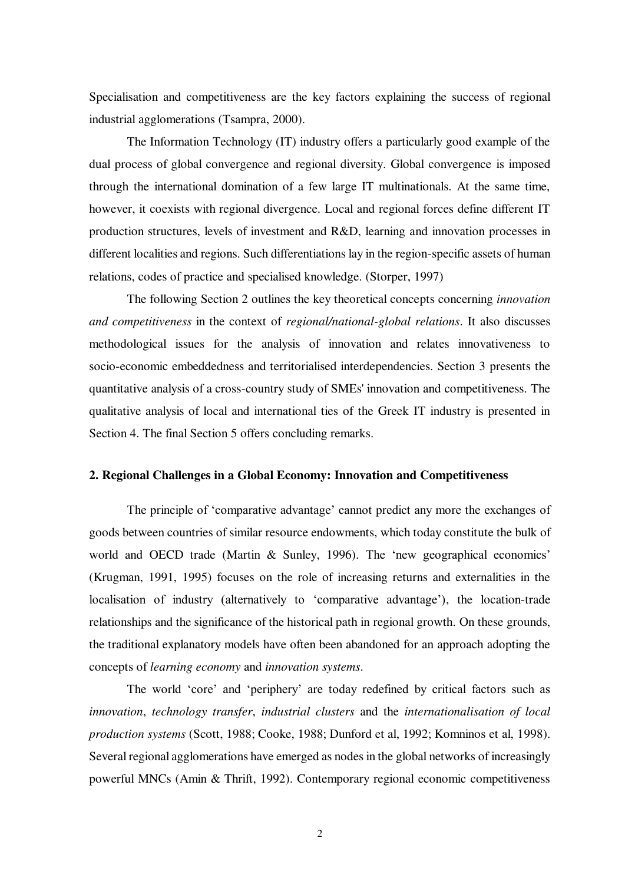Specialisation and competitiveness are the key factors explaining the success of regional industrial agglomerations (Tsampra, 2000).

The Information Technology (IT) industry offers a particularly good example of the dual process of global convergence and regional diversity. Global convergence is imposed through the international domination of a few large IT multinationals. At the same time, however, it coexists with regional divergence. Local and regional forces define different IT production structures, levels of investment and R&D, learning and innovation processes in different localities and regions. Such differentiations lay in the region-specific assets of human relations, codes of practice and specialised knowledge. (Storper, 1997)

The following Section 2 outlines the key theoretical concepts concerning *innovation and competitiveness* in the context of *regional/national-global relations*. It also discusses methodological issues for the analysis of innovation and relates innovativeness to socio-economic embeddedness and territorialised interdependencies. Section 3 presents the quantitative analysis of a cross-country study of SMEs' innovation and competitiveness. The qualitative analysis of local and international ties of the Greek IT industry is presented in Section 4. The final Section 5 offers concluding remarks.

## 2. Regional Challenges in a Global Economy: Innovation and Competitiveness

The principle of 'comparative advantage' cannot predict any more the exchanges of goods between countries of similar resource endowments, which today constitute the bulk of world and OECD trade (Martin & Sunley, 1996). The 'new geographical economics' (Krugman, 1991, 1995) focuses on the role of increasing returns and externalities in the localisation of industry (alternatively to 'comparative advantage'), the location-trade relationships and the significance of the historical path in regional growth. On these grounds, the traditional explanatory models have often been abandoned for an approach adopting the concepts of *learning economy* and *innovation systems*.

The world 'core' and 'periphery' are today redefined by critical factors such as *innovation*, *technology transfer*, *industrial clusters* and the *internationalisation of local production systems* (Scott, 1988; Cooke, 1988; Dunford et al, 1992; Komninos et al, 1998). Several regional agglomerations have emerged as nodes in the global networks of increasingly powerful MNCs (Amin & Thrift, 1992). Contemporary regional economic competitiveness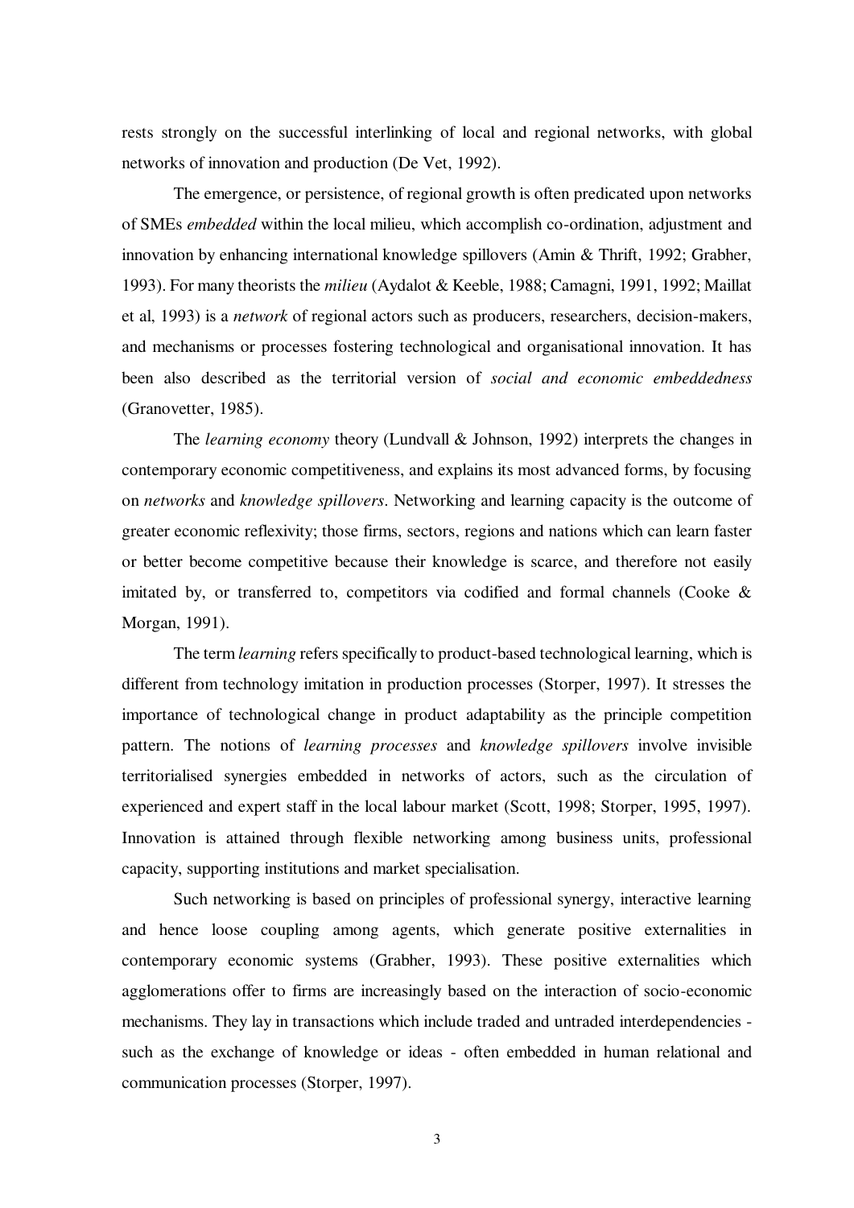rests strongly on the successful interlinking of local and regional networks, with global networks of innovation and production (De Vet, 1992).

The emergence, or persistence, of regional growth is often predicated upon networks of SMEs *embedded* within the local milieu, which accomplish co-ordination, adjustment and innovation by enhancing international knowledge spillovers (Amin & Thrift, 1992; Grabher, 1993). For many theorists the *milieu* (Aydalot & Keeble, 1988; Camagni, 1991, 1992; Maillat et al, 1993) is a *network* of regional actors such as producers, researchers, decision-makers, and mechanisms or processes fostering technological and organisational innovation. It has been also described as the territorial version of *social and economic embeddedness* (Granovetter, 1985).

The *learning economy* theory (Lundvall & Johnson, 1992) interprets the changes in contemporary economic competitiveness, and explains its most advanced forms, by focusing on *networks* and *knowledge spillovers*. Networking and learning capacity is the outcome of greater economic reflexivity; those firms, sectors, regions and nations which can learn faster or better become competitive because their knowledge is scarce, and therefore not easily imitated by, or transferred to, competitors via codified and formal channels (Cooke & Morgan, 1991).

The term *learning* refers specifically to product-based technological learning, which is different from technology imitation in production processes (Storper, 1997). It stresses the importance of technological change in product adaptability as the principle competition pattern. The notions of *learning processes* and *knowledge spillovers* involve invisible territorialised synergies embedded in networks of actors, such as the circulation of experienced and expert staff in the local labour market (Scott, 1998; Storper, 1995, 1997). Innovation is attained through flexible networking among business units, professional capacity, supporting institutions and market specialisation.

Such networking is based on principles of professional synergy, interactive learning and hence loose coupling among agents, which generate positive externalities in contemporary economic systems (Grabher, 1993). These positive externalities which agglomerations offer to firms are increasingly based on the interaction of socio-economic mechanisms. They lay in transactions which include traded and untraded interdependencies - such as the exchange of knowledge or ideas - often embedded in human relational and communication processes (Storper, 1997).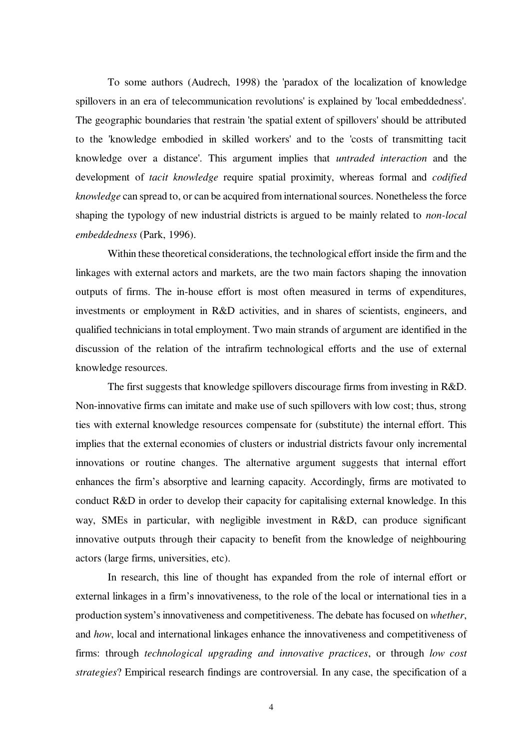To some authors (Audrech, 1998) the 'paradox of the localization of knowledge spillovers in an era of telecommunication revolutions' is explained by 'local embeddedness'. The geographic boundaries that restrain 'the spatial extent of spillovers' should be attributed to the 'knowledge embodied in skilled workers' and to the 'costs of transmitting tacit knowledge over a distance'. This argument implies that *untraded interaction* and the development of *tacit knowledge* require spatial proximity, whereas formal and *codified knowledge* can spread to, or can be acquired from international sources. Nonetheless the force shaping the typology of new industrial districts is argued to be mainly related to *non-local embeddedness* (Park, 1996).

Within these theoretical considerations, the technological effort inside the firm and the linkages with external actors and markets, are the two main factors shaping the innovation outputs of firms. The in-house effort is most often measured in terms of expenditures, investments or employment in R&D activities, and in shares of scientists, engineers, and qualified technicians in total employment. Two main strands of argument are identified in the discussion of the relation of the intrafirm technological efforts and the use of external knowledge resources.

The first suggests that knowledge spillovers discourage firms from investing in R&D. Non-innovative firms can imitate and make use of such spillovers with low cost; thus, strong ties with external knowledge resources compensate for (substitute) the internal effort. This implies that the external economies of clusters or industrial districts favour only incremental innovations or routine changes. The alternative argument suggests that internal effort enhances the firm's absorptive and learning capacity. Accordingly, firms are motivated to conduct R&D in order to develop their capacity for capitalising external knowledge. In this way, SMEs in particular, with negligible investment in R&D, can produce significant innovative outputs through their capacity to benefit from the knowledge of neighbouring actors (large firms, universities, etc).

In research, this line of thought has expanded from the role of internal effort or external linkages in a firm's innovativeness, to the role of the local or international ties in a production system's innovativeness and competitiveness. The debate has focused on *whether*, and *how*, local and international linkages enhance the innovativeness and competitiveness of firms: through *technological upgrading and innovative practices*, or through *low cost strategies*? Empirical research findings are controversial. In any case, the specification of a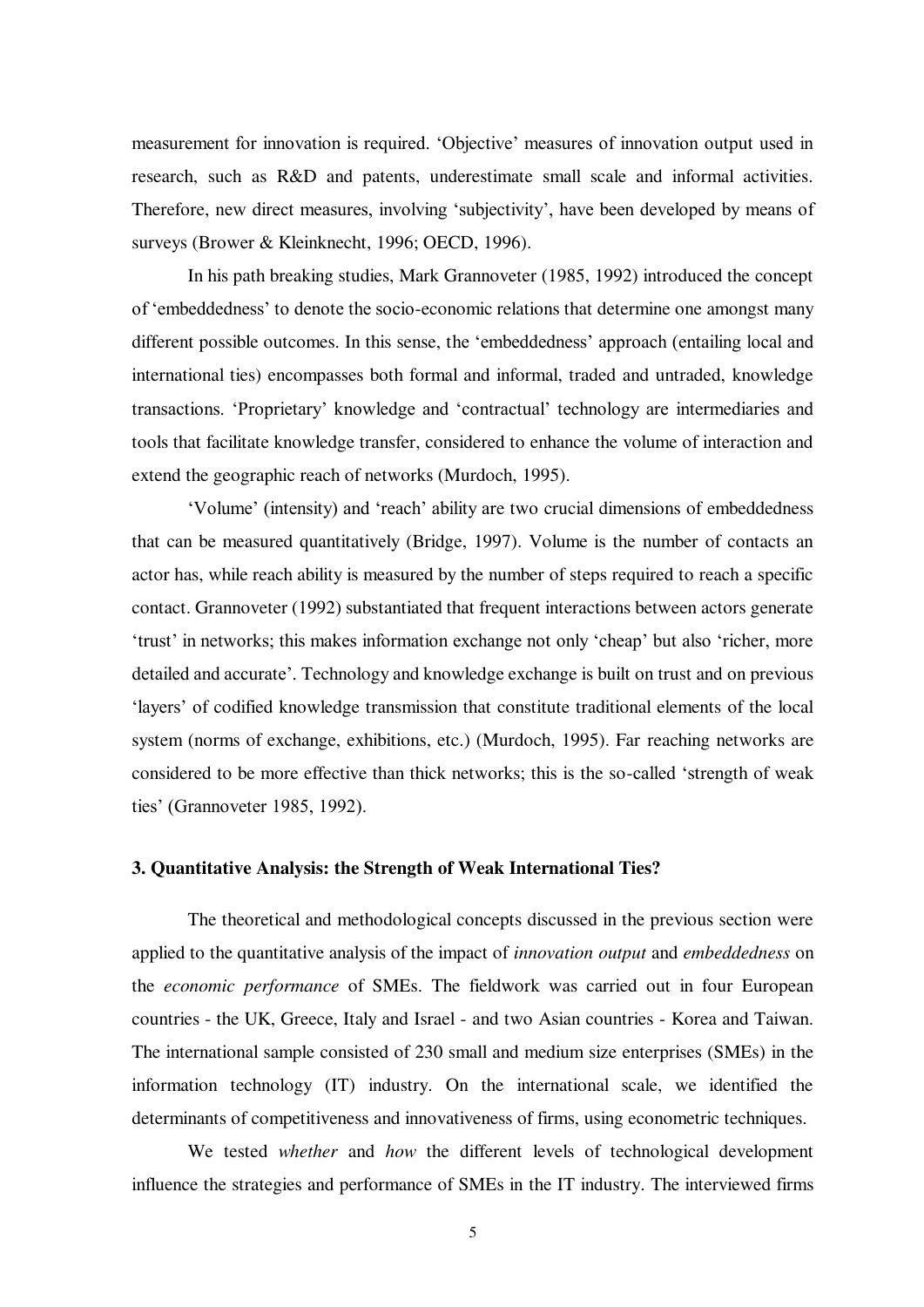measurement for innovation is required. 'Objective' measures of innovation output used in research, such as R&D and patents, underestimate small scale and informal activities. Therefore, new direct measures, involving 'subjectivity', have been developed by means of surveys (Brower & Kleinknecht, 1996; OECD, 1996).

In his path breaking studies, Mark Grannoveter (1985, 1992) introduced the concept of 'embeddedness' to denote the socio-economic relations that determine one amongst many different possible outcomes. In this sense, the 'embeddedness' approach (entailing local and international ties) encompasses both formal and informal, traded and untraded, knowledge transactions. 'Proprietary' knowledge and 'contractual' technology are intermediaries and tools that facilitate knowledge transfer, considered to enhance the volume of interaction and extend the geographic reach of networks (Murdoch, 1995).

'Volume' (intensity) and 'reach' ability are two crucial dimensions of embeddedness that can be measured quantitatively (Bridge, 1997). Volume is the number of contacts an actor has, while reach ability is measured by the number of steps required to reach a specific contact. Grannoveter (1992) substantiated that frequent interactions between actors generate 'trust' in networks; this makes information exchange not only 'cheap' but also 'richer, more detailed and accurate'. Technology and knowledge exchange is built on trust and on previous 'layers' of codified knowledge transmission that constitute traditional elements of the local system (norms of exchange, exhibitions, etc.) (Murdoch, 1995). Far reaching networks are considered to be more effective than thick networks; this is the so-called 'strength of weak ties' (Grannoveter 1985, 1992).

### 3. Quantitative Analysis: the Strength of Weak International Ties?

The theoretical and methodological concepts discussed in the previous section were applied to the quantitative analysis of the impact of *innovation output* and *embeddedness* on the *economic performance* of SMEs. The fieldwork was carried out in four European countries - the UK, Greece, Italy and Israel - and two Asian countries - Korea and Taiwan. The international sample consisted of 230 small and medium size enterprises (SMEs) in the information technology (IT) industry. On the international scale, we identified the determinants of competitiveness and innovativeness of firms, using econometric techniques.

We tested *whether* and *how* the different levels of technological development influence the strategies and performance of SMEs in the IT industry. The interviewed firms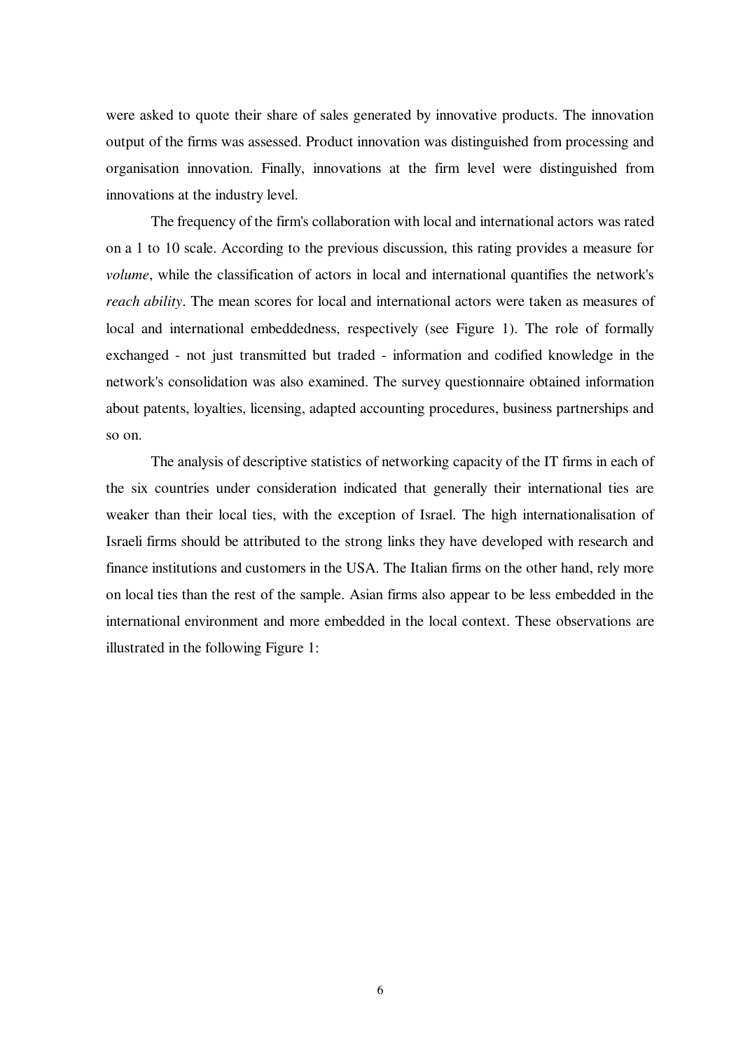were asked to quote their share of sales generated by innovative products. The innovation output of the firms was assessed. Product innovation was distinguished from processing and organisation innovation. Finally, innovations at the firm level were distinguished from innovations at the industry level.

The frequency of the firm's collaboration with local and international actors was rated on a 1 to 10 scale. According to the previous discussion, this rating provides a measure for *volume*, while the classification of actors in local and international quantifies the network's *reach ability*. The mean scores for local and international actors were taken as measures of local and international embeddedness, respectively (see Figure 1). The role of formally exchanged - not just transmitted but traded - information and codified knowledge in the network's consolidation was also examined. The survey questionnaire obtained information about patents, loyalties, licensing, adapted accounting procedures, business partnerships and so on.

The analysis of descriptive statistics of networking capacity of the IT firms in each of the six countries under consideration indicated that generally their international ties are weaker than their local ties, with the exception of Israel. The high internationalisation of Israeli firms should be attributed to the strong links they have developed with research and finance institutions and customers in the USA. The Italian firms on the other hand, rely more on local ties than the rest of the sample. Asian firms also appear to be less embedded in the international environment and more embedded in the local context. These observations are illustrated in the following Figure 1: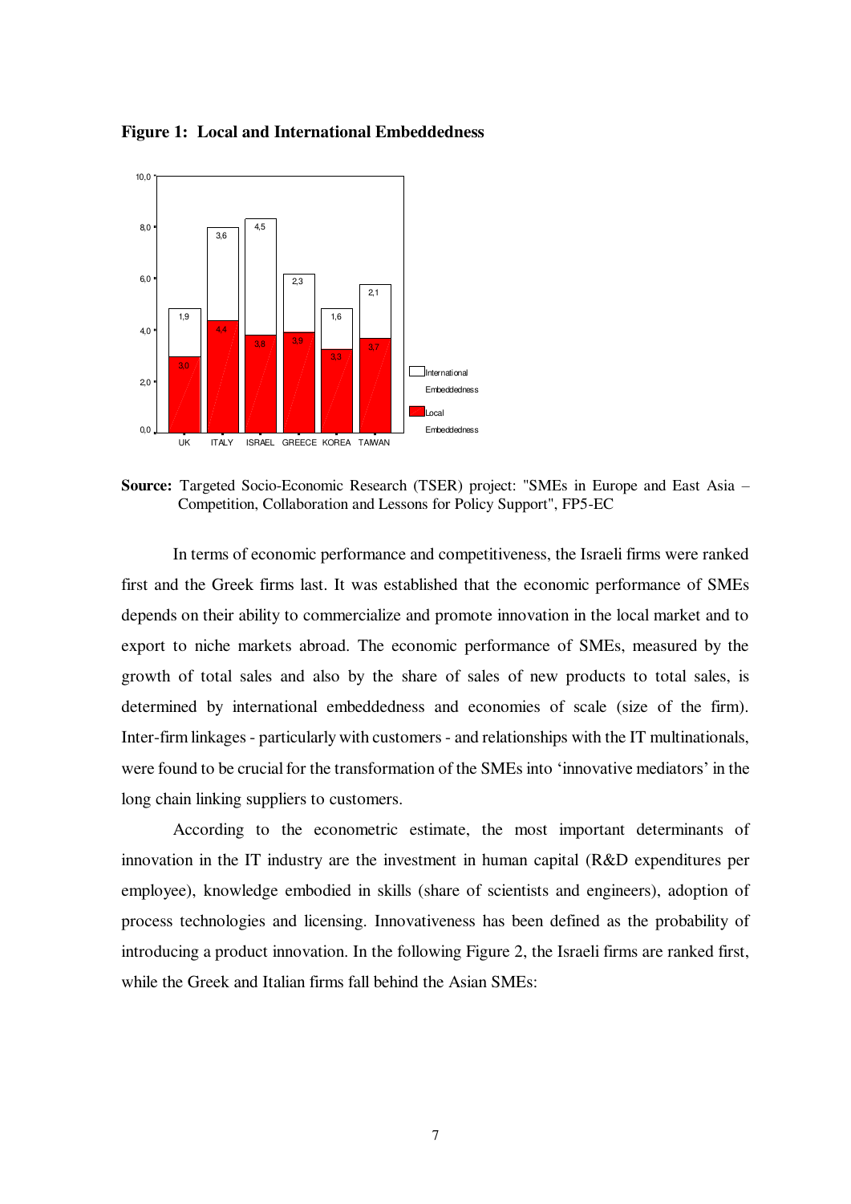**Figure 1: Local and International Embeddedness**

**Source:** Targeted Socio-Economic Research (TSER) project: "SMEs in Europe and East Asia – Competition, Collaboration and Lessons for Policy Support", FP5-EC

In terms of economic performance and competitiveness, the Israeli firms were ranked first and the Greek firms last. It was established that the economic performance of SMEs depends on their ability to commercialize and promote innovation in the local market and to export to niche markets abroad. The economic performance of SMEs, measured by the growth of total sales and also by the share of sales of new products to total sales, is determined by international embeddedness and economies of scale (size of the firm). Inter-firm linkages - particularly with customers - and relationships with the IT multinationals, were found to be crucial for the transformation of the SMEs into 'innovative mediators' in the long chain linking suppliers to customers.

According to the econometric estimate, the most important determinants of innovation in the IT industry are the investment in human capital (R&D expenditures per employee), knowledge embodied in skills (share of scientists and engineers), adoption of process technologies and licensing. Innovativeness has been defined as the probability of introducing a product innovation. In the following Figure 2, the Israeli firms are ranked first, while the Greek and Italian firms fall behind the Asian SMEs: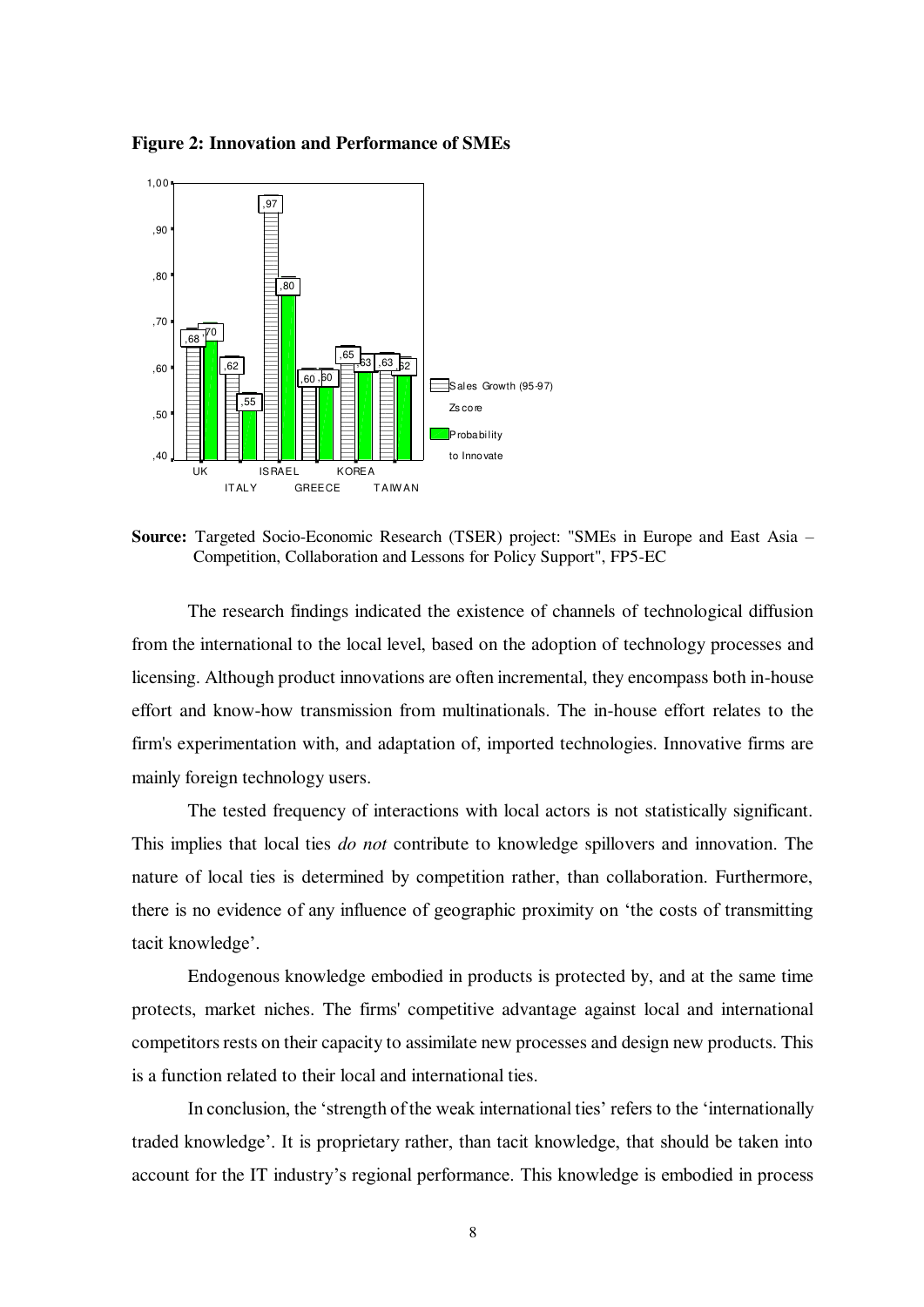**Figure 2: Innovation and Performance of SMEs**

| | UK | ITALY | ISRAEL | GREECE | KOREA | TAIWAN |
|---|---|---|---|---|---|---|
| Sales Growth (95-97) Zscore | ,68 | ,62 | ,97 | ,60 | ,65 | ,63 |
| Probability to Innovate | ,70 | ,55 | ,80 | ,60 | ,63 | ,62 |

**Source:** Targeted Socio-Economic Research (TSER) project: "SMEs in Europe and East Asia – Competition, Collaboration and Lessons for Policy Support", FP5-EC

The research findings indicated the existence of channels of technological diffusion from the international to the local level, based on the adoption of technology processes and licensing. Although product innovations are often incremental, they encompass both in-house effort and know-how transmission from multinationals. The in-house effort relates to the firm's experimentation with, and adaptation of, imported technologies. Innovative firms are mainly foreign technology users.

The tested frequency of interactions with local actors is not statistically significant. This implies that local ties *do not* contribute to knowledge spillovers and innovation. The nature of local ties is determined by competition rather, than collaboration. Furthermore, there is no evidence of any influence of geographic proximity on 'the costs of transmitting tacit knowledge'.

Endogenous knowledge embodied in products is protected by, and at the same time protects, market niches. The firms' competitive advantage against local and international competitors rests on their capacity to assimilate new processes and design new products. This is a function related to their local and international ties.

In conclusion, the 'strength of the weak international ties' refers to the 'internationally traded knowledge'. It is proprietary rather, than tacit knowledge, that should be taken into account for the IT industry's regional performance. This knowledge is embodied in process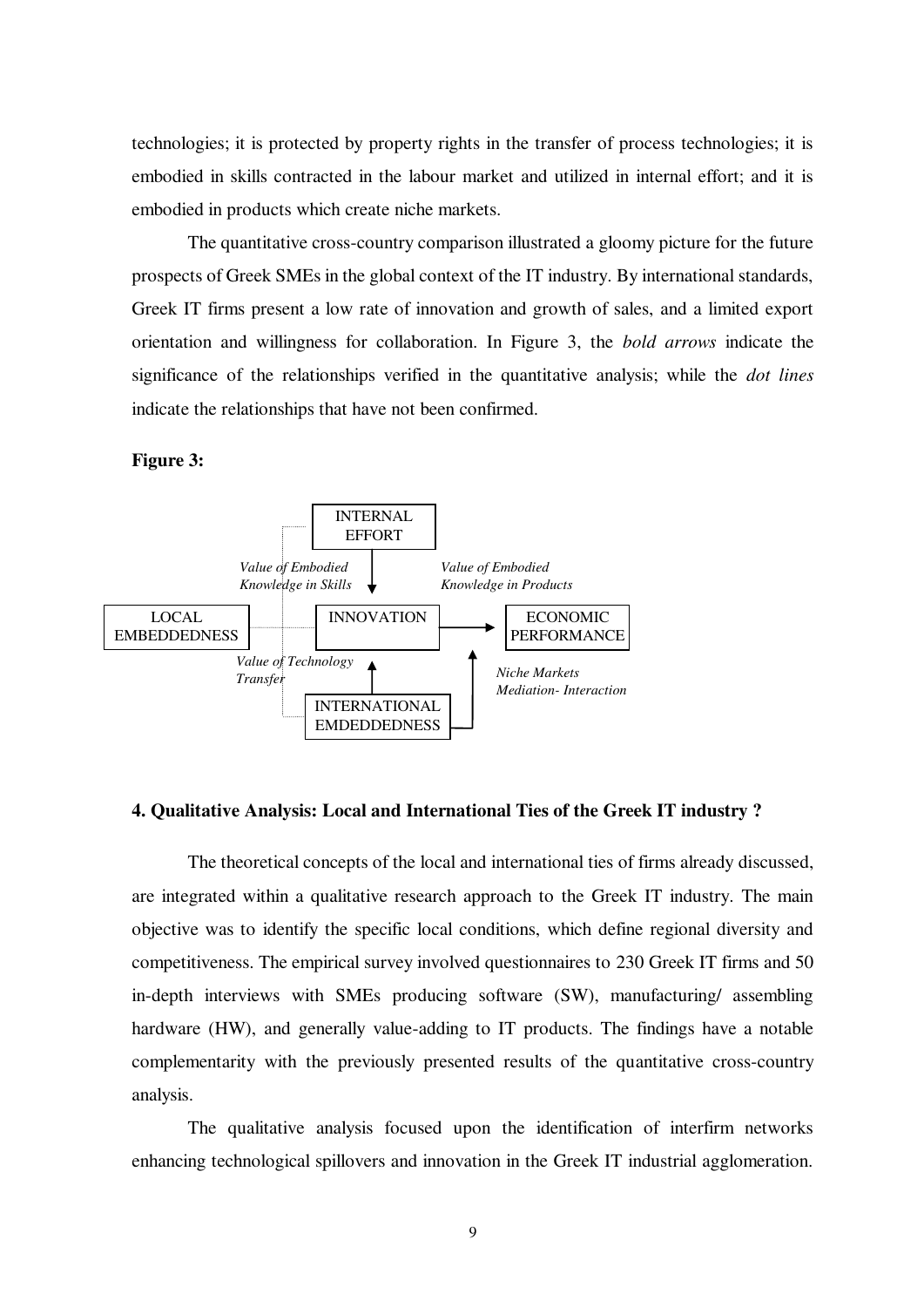technologies; it is protected by property rights in the transfer of process technologies; it is embodied in skills contracted in the labour market and utilized in internal effort; and it is embodied in products which create niche markets.

The quantitative cross-country comparison illustrated a gloomy picture for the future prospects of Greek SMEs in the global context of the IT industry. By international standards, Greek IT firms present a low rate of innovation and growth of sales, and a limited export orientation and willingness for collaboration. In Figure 3, the *bold arrows* indicate the significance of the relationships verified in the quantitative analysis; while the *dot lines* indicate the relationships that have not been confirmed.

**Figure 3:**

INTERNAL EFFORT

*Value of Embodied Knowledge in Skills*

*Value of Embodied Knowledge in Products*

LOCAL EMBEDDEDNESS

INNOVATION

ECONOMIC PERFORMANCE

*Value of Technology Transfer*

*Niche Markets Mediation- Interaction*

INTERNATIONAL EMDEDDEDNESS

## 4. Qualitative Analysis: Local and International Ties of the Greek IT industry ?

The theoretical concepts of the local and international ties of firms already discussed, are integrated within a qualitative research approach to the Greek IT industry. The main objective was to identify the specific local conditions, which define regional diversity and competitiveness. The empirical survey involved questionnaires to 230 Greek IT firms and 50 in-depth interviews with SMEs producing software (SW), manufacturing/ assembling hardware (HW), and generally value-adding to IT products. The findings have a notable complementarity with the previously presented results of the quantitative cross-country analysis.

The qualitative analysis focused upon the identification of interfirm networks enhancing technological spillovers and innovation in the Greek IT industrial agglomeration.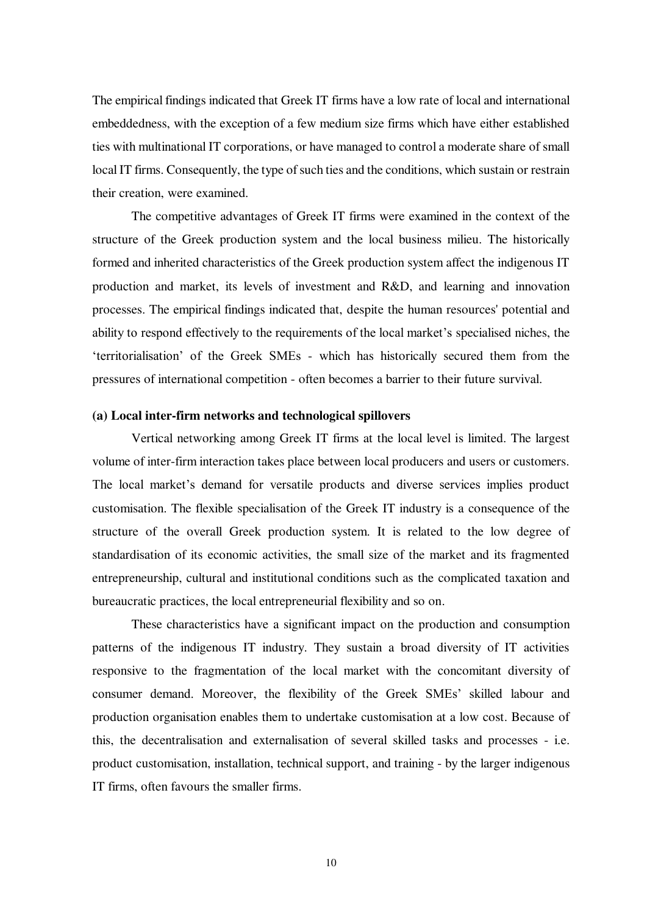The empirical findings indicated that Greek IT firms have a low rate of local and international embeddedness, with the exception of a few medium size firms which have either established ties with multinational IT corporations, or have managed to control a moderate share of small local IT firms. Consequently, the type of such ties and the conditions, which sustain or restrain their creation, were examined.

The competitive advantages of Greek IT firms were examined in the context of the structure of the Greek production system and the local business milieu. The historically formed and inherited characteristics of the Greek production system affect the indigenous IT production and market, its levels of investment and R&D, and learning and innovation processes. The empirical findings indicated that, despite the human resources' potential and ability to respond effectively to the requirements of the local market's specialised niches, the 'territorialisation' of the Greek SMEs - which has historically secured them from the pressures of international competition - often becomes a barrier to their future survival.

**(a) Local inter-firm networks and technological spillovers**

Vertical networking among Greek IT firms at the local level is limited. The largest volume of inter-firm interaction takes place between local producers and users or customers. The local market's demand for versatile products and diverse services implies product customisation. The flexible specialisation of the Greek IT industry is a consequence of the structure of the overall Greek production system. It is related to the low degree of standardisation of its economic activities, the small size of the market and its fragmented entrepreneurship, cultural and institutional conditions such as the complicated taxation and bureaucratic practices, the local entrepreneurial flexibility and so on.

These characteristics have a significant impact on the production and consumption patterns of the indigenous IT industry. They sustain a broad diversity of IT activities responsive to the fragmentation of the local market with the concomitant diversity of consumer demand. Moreover, the flexibility of the Greek SMEs' skilled labour and production organisation enables them to undertake customisation at a low cost. Because of this, the decentralisation and externalisation of several skilled tasks and processes - i.e. product customisation, installation, technical support, and training - by the larger indigenous IT firms, often favours the smaller firms.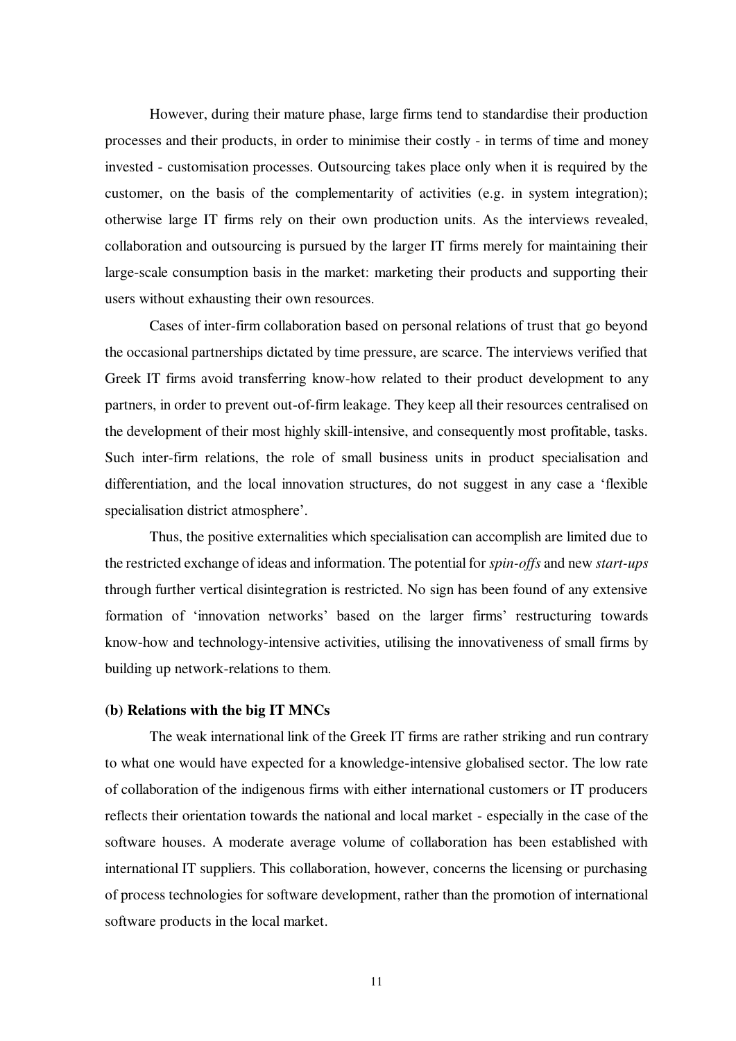However, during their mature phase, large firms tend to standardise their production processes and their products, in order to minimise their costly - in terms of time and money invested - customisation processes. Outsourcing takes place only when it is required by the customer, on the basis of the complementarity of activities (e.g. in system integration); otherwise large IT firms rely on their own production units. As the interviews revealed, collaboration and outsourcing is pursued by the larger IT firms merely for maintaining their large-scale consumption basis in the market: marketing their products and supporting their users without exhausting their own resources.

Cases of inter-firm collaboration based on personal relations of trust that go beyond the occasional partnerships dictated by time pressure, are scarce. The interviews verified that Greek IT firms avoid transferring know-how related to their product development to any partners, in order to prevent out-of-firm leakage. They keep all their resources centralised on the development of their most highly skill-intensive, and consequently most profitable, tasks. Such inter-firm relations, the role of small business units in product specialisation and differentiation, and the local innovation structures, do not suggest in any case a 'flexible specialisation district atmosphere'.

Thus, the positive externalities which specialisation can accomplish are limited due to the restricted exchange of ideas and information. The potential for *spin-offs* and new *start-ups* through further vertical disintegration is restricted. No sign has been found of any extensive formation of 'innovation networks' based on the larger firms' restructuring towards know-how and technology-intensive activities, utilising the innovativeness of small firms by building up network-relations to them.

**(b) Relations with the big IT MNCs**

The weak international link of the Greek IT firms are rather striking and run contrary to what one would have expected for a knowledge-intensive globalised sector. The low rate of collaboration of the indigenous firms with either international customers or IT producers reflects their orientation towards the national and local market - especially in the case of the software houses. A moderate average volume of collaboration has been established with international IT suppliers. This collaboration, however, concerns the licensing or purchasing of process technologies for software development, rather than the promotion of international software products in the local market.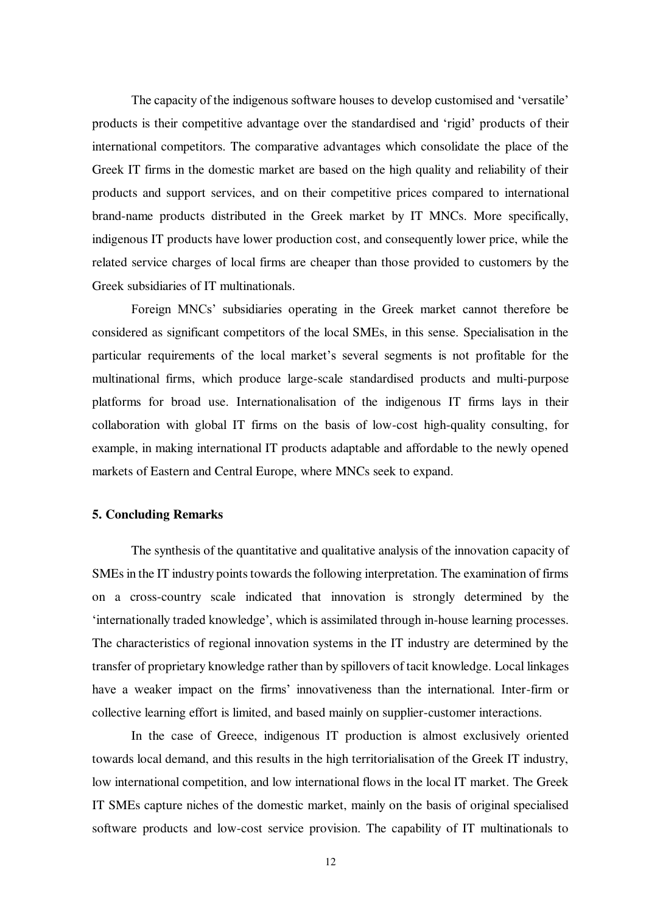The capacity of the indigenous software houses to develop customised and 'versatile' products is their competitive advantage over the standardised and 'rigid' products of their international competitors. The comparative advantages which consolidate the place of the Greek IT firms in the domestic market are based on the high quality and reliability of their products and support services, and on their competitive prices compared to international brand-name products distributed in the Greek market by IT MNCs. More specifically, indigenous IT products have lower production cost, and consequently lower price, while the related service charges of local firms are cheaper than those provided to customers by the Greek subsidiaries of IT multinationals.

Foreign MNCs' subsidiaries operating in the Greek market cannot therefore be considered as significant competitors of the local SMEs, in this sense. Specialisation in the particular requirements of the local market's several segments is not profitable for the multinational firms, which produce large-scale standardised products and multi-purpose platforms for broad use. Internationalisation of the indigenous IT firms lays in their collaboration with global IT firms on the basis of low-cost high-quality consulting, for example, in making international IT products adaptable and affordable to the newly opened markets of Eastern and Central Europe, where MNCs seek to expand.

### 5. Concluding Remarks

The synthesis of the quantitative and qualitative analysis of the innovation capacity of SMEs in the IT industry points towards the following interpretation. The examination of firms on a cross-country scale indicated that innovation is strongly determined by the 'internationally traded knowledge', which is assimilated through in-house learning processes. The characteristics of regional innovation systems in the IT industry are determined by the transfer of proprietary knowledge rather than by spillovers of tacit knowledge. Local linkages have a weaker impact on the firms' innovativeness than the international. Inter-firm or collective learning effort is limited, and based mainly on supplier-customer interactions.

In the case of Greece, indigenous IT production is almost exclusively oriented towards local demand, and this results in the high territorialisation of the Greek IT industry, low international competition, and low international flows in the local IT market. The Greek IT SMEs capture niches of the domestic market, mainly on the basis of original specialised software products and low-cost service provision. The capability of IT multinationals to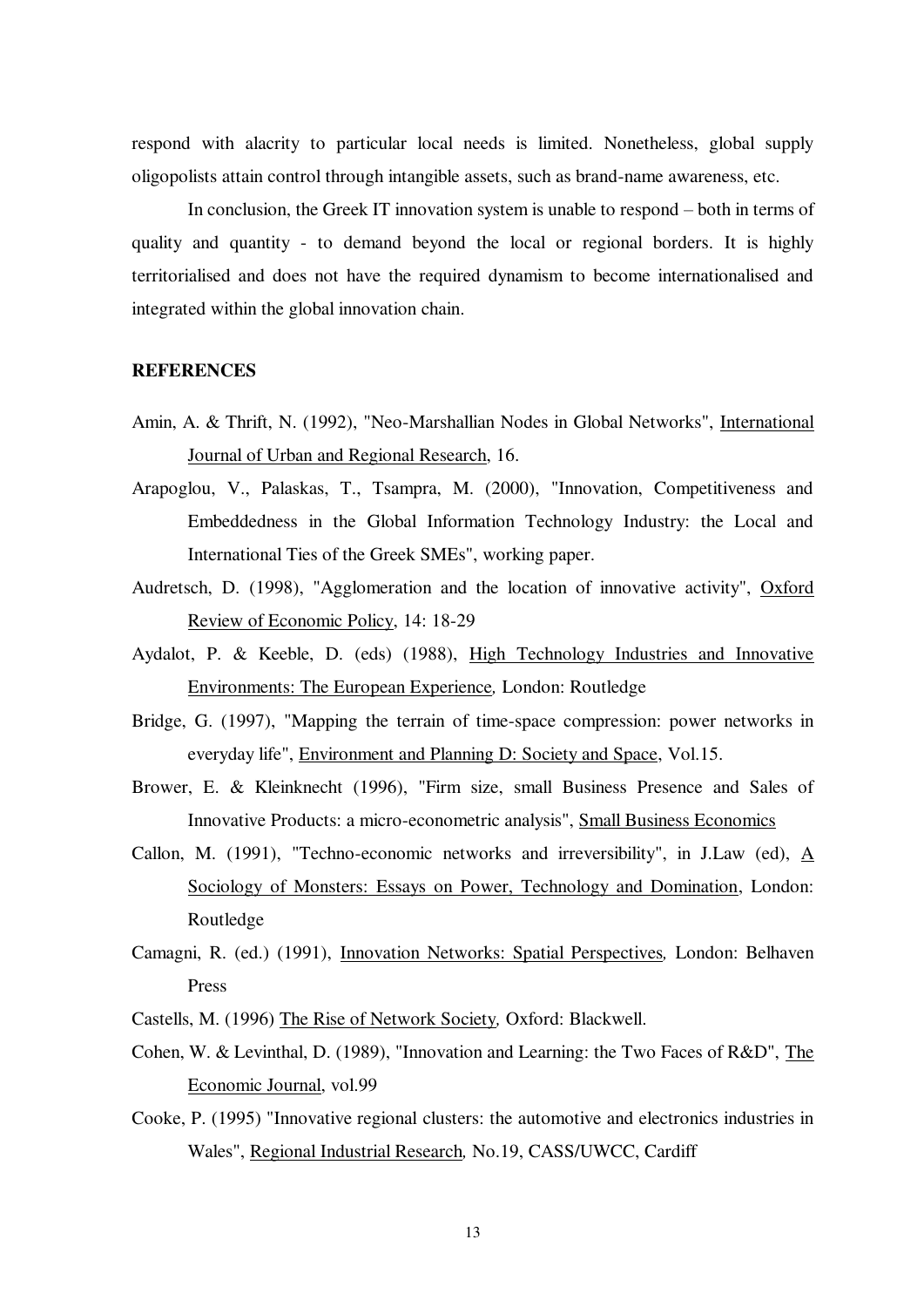respond with alacrity to particular local needs is limited. Nonetheless, global supply oligopolists attain control through intangible assets, such as brand-name awareness, etc.

In conclusion, the Greek IT innovation system is unable to respond – both in terms of quality and quantity - to demand beyond the local or regional borders. It is highly territorialised and does not have the required dynamism to become internationalised and integrated within the global innovation chain.

## REFERENCES

Amin, A. & Thrift, N. (1992), "Neo-Marshallian Nodes in Global Networks", International Journal of Urban and Regional Research, 16.

Arapoglou, V., Palaskas, T., Tsampra, M. (2000), "Innovation, Competitiveness and Embeddedness in the Global Information Technology Industry: the Local and International Ties of the Greek SMEs", working paper.

Audretsch, D. (1998), "Agglomeration and the location of innovative activity", Oxford Review of Economic Policy, 14: 18-29

Aydalot, P. & Keeble, D. (eds) (1988), *High Technology Industries and Innovative Environments: The European Experience*, London: Routledge

Bridge, G. (1997), "Mapping the terrain of time-space compression: power networks in everyday life", Environment and Planning D: Society and Space, Vol.15.

Brower, E. & Kleinknecht (1996), "Firm size, small Business Presence and Sales of Innovative Products: a micro-econometric analysis", Small Business Economics

Callon, M. (1991), "Techno-economic networks and irreversibility", in J.Law (ed), A Sociology of Monsters: Essays on Power, Technology and Domination, London: Routledge

Camagni, R. (ed.) (1991), *Innovation Networks: Spatial Perspectives*, London: Belhaven Press

Castells, M. (1996) *The Rise of Network Society*, Oxford: Blackwell.

Cohen, W. & Levinthal, D. (1989), "Innovation and Learning: the Two Faces of R&D", The Economic Journal, vol.99

Cooke, P. (1995) "Innovative regional clusters: the automotive and electronics industries in Wales", *Regional Industrial Research*, No.19, CASS/UWCC, Cardiff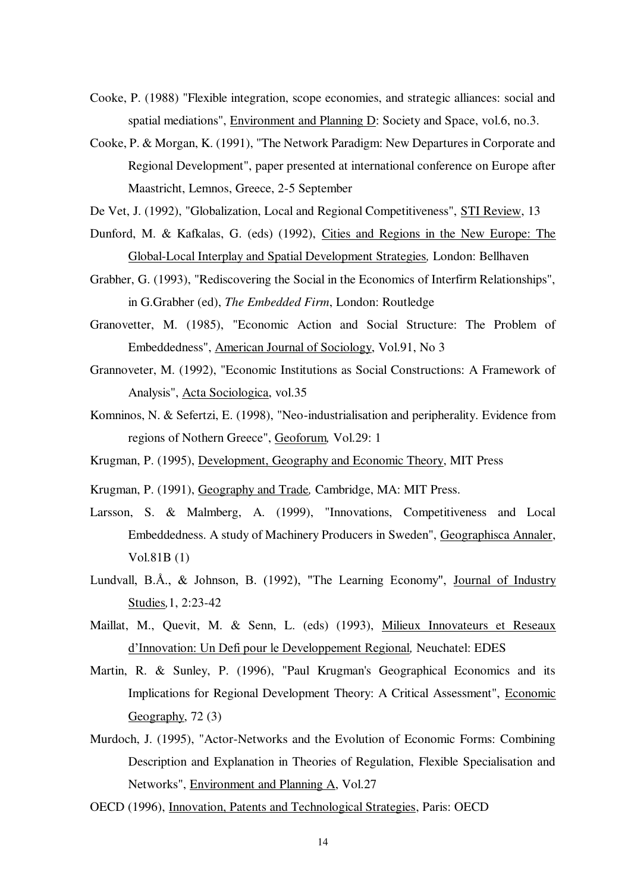Cooke, P. (1988) "Flexible integration, scope economies, and strategic alliances: social and spatial mediations", Environment and Planning D: Society and Space, vol.6, no.3.

Cooke, P. & Morgan, K. (1991), "The Network Paradigm: New Departures in Corporate and Regional Development", paper presented at international conference on Europe after Maastricht, Lemnos, Greece, 2-5 September

De Vet, J. (1992), "Globalization, Local and Regional Competitiveness", STI Review, 13

Dunford, M. & Kafkalas, G. (eds) (1992), Cities and Regions in the New Europe: The Global-Local Interplay and Spatial Development Strategies, London: Bellhaven

Grabher, G. (1993), "Rediscovering the Social in the Economics of Interfirm Relationships", in G.Grabher (ed), *The Embedded Firm*, London: Routledge

Granovetter, M. (1985), "Economic Action and Social Structure: The Problem of Embeddedness", American Journal of Sociology, Vol.91, No 3

Grannoveter, M. (1992), "Economic Institutions as Social Constructions: A Framework of Analysis", Acta Sociologica, vol.35

Komninos, N. & Sefertzi, E. (1998), "Neo-industrialisation and peripherality. Evidence from regions of Nothern Greece", Geoforum, Vol.29: 1

Krugman, P. (1995), Development, Geography and Economic Theory, MIT Press

Krugman, P. (1991), Geography and Trade, Cambridge, MA: MIT Press.

Larsson, S. & Malmberg, A. (1999), "Innovations, Competitiveness and Local Embeddedness. A study of Machinery Producers in Sweden", Geographisca Annaler, Vol.81B (1)

Lundvall, B.Å., & Johnson, B. (1992), "The Learning Economy", Journal of Industry Studies, 1, 2:23-42

Maillat, M., Quevit, M. & Senn, L. (eds) (1993), Milieux Innovateurs et Reseaux d'Innovation: Un Defi pour le Developpement Regional, Neuchatel: EDES

Martin, R. & Sunley, P. (1996), "Paul Krugman's Geographical Economics and its Implications for Regional Development Theory: A Critical Assessment", Economic Geography, 72 (3)

Murdoch, J. (1995), "Actor-Networks and the Evolution of Economic Forms: Combining Description and Explanation in Theories of Regulation, Flexible Specialisation and Networks", Environment and Planning A, Vol.27

OECD (1996), Innovation, Patents and Technological Strategies, Paris: OECD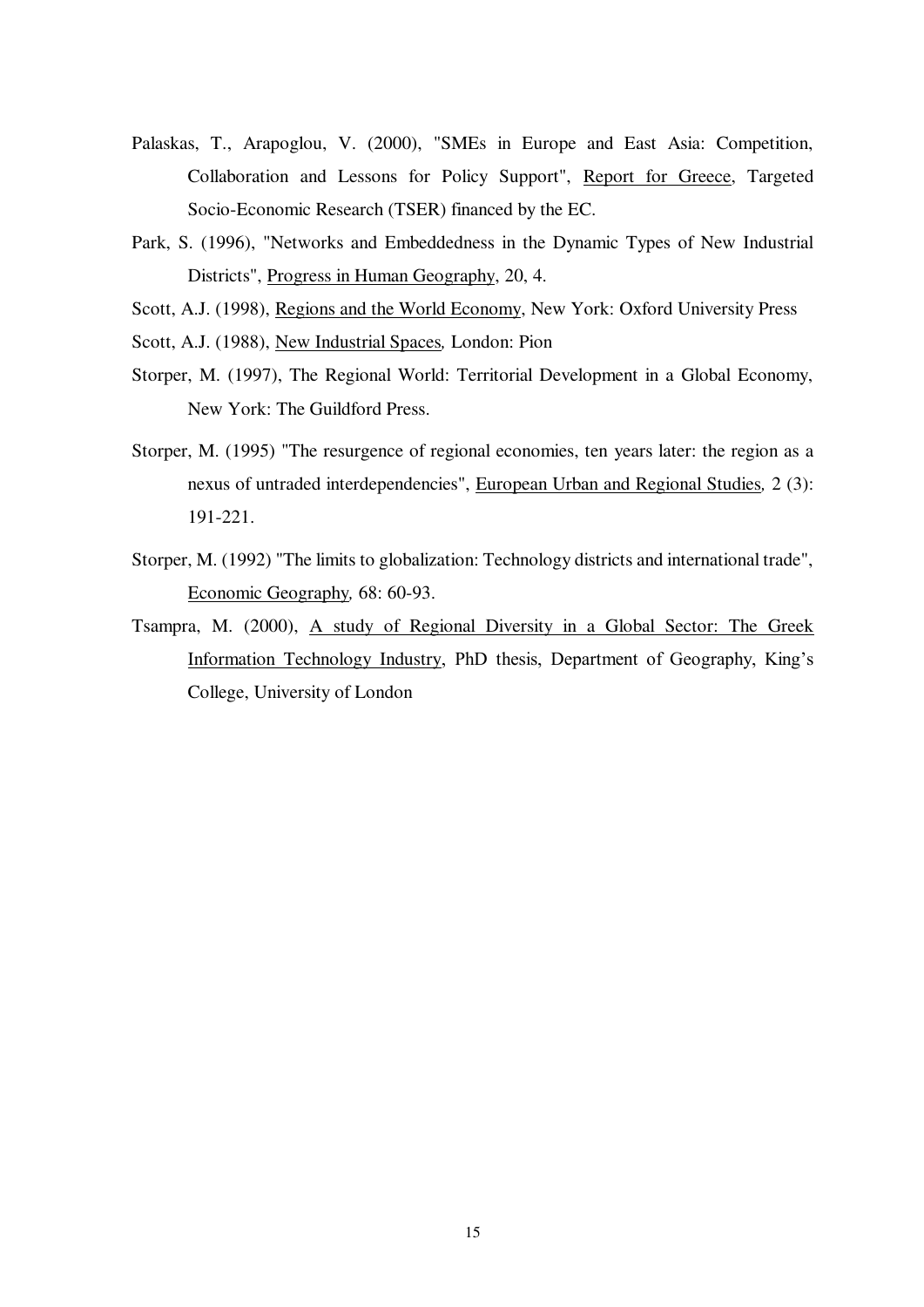Palaskas, T., Arapoglou, V. (2000), "SMEs in Europe and East Asia: Competition, Collaboration and Lessons for Policy Support", Report for Greece, Targeted Socio-Economic Research (TSER) financed by the EC.

Park, S. (1996), "Networks and Embeddedness in the Dynamic Types of New Industrial Districts", Progress in Human Geography, 20, 4.

Scott, A.J. (1998), Regions and the World Economy, New York: Oxford University Press

Scott, A.J. (1988), New Industrial Spaces, London: Pion

Storper, M. (1997), The Regional World: Territorial Development in a Global Economy, New York: The Guildford Press.

Storper, M. (1995) "The resurgence of regional economies, ten years later: the region as a nexus of untraded interdependencies", European Urban and Regional Studies, 2 (3): 191-221.

Storper, M. (1992) "The limits to globalization: Technology districts and international trade", Economic Geography, 68: 60-93.

Tsampra, M. (2000), A study of Regional Diversity in a Global Sector: The Greek Information Technology Industry, PhD thesis, Department of Geography, King's College, University of London